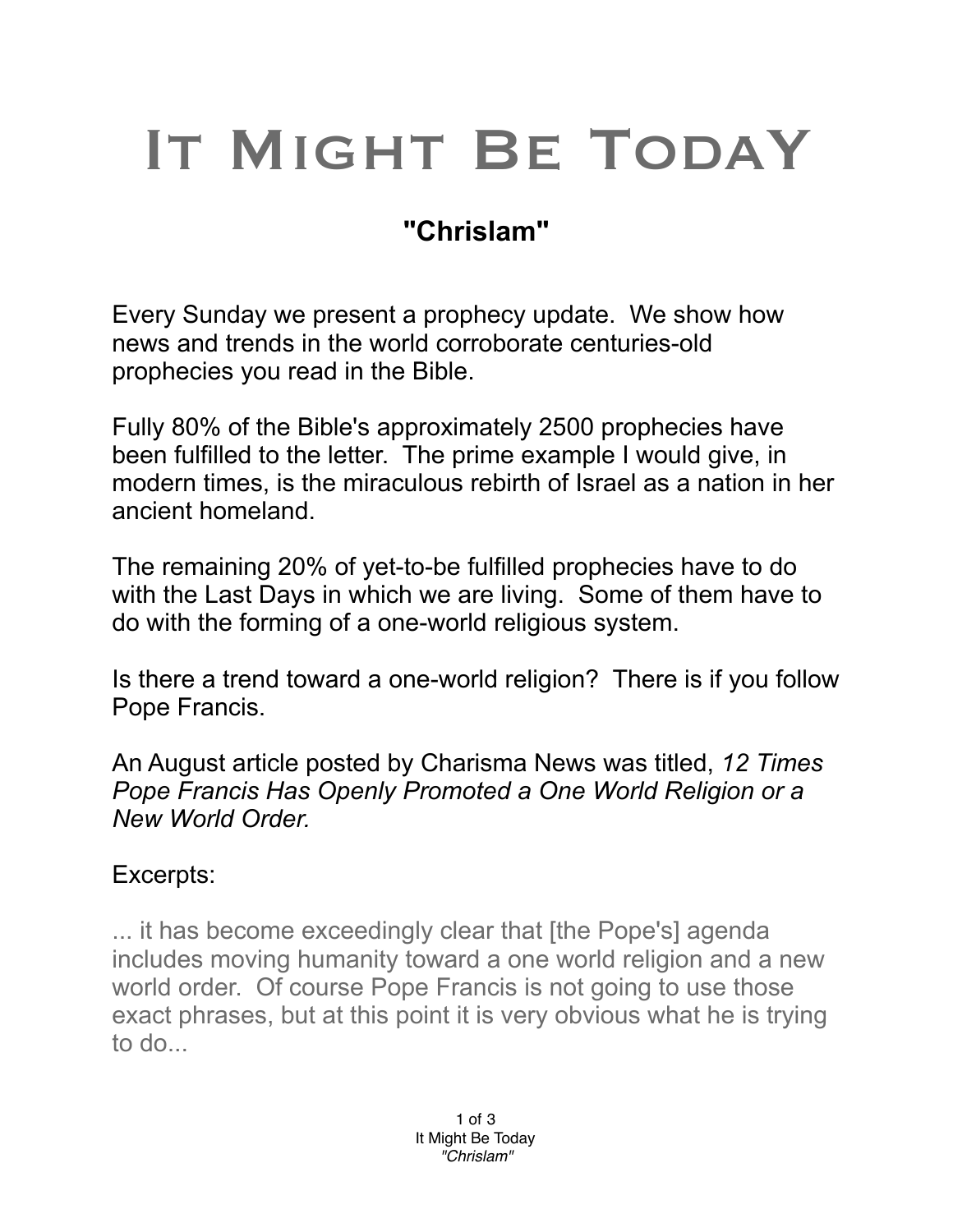# It Might Be TodaY

## "Chrislam"

Every Sunday we present a prophecy update. We show how news and trends in the world corroborate centuries-old prophecies you read in the Bible.

Fully 80% of the Bible's approximately 2500 prophecies have been fulfilled to the letter. The prime example I would give, in modern times, is the miraculous rebirth of Israel as a nation in her ancient homeland.

The remaining 20% of yet-to-be fulfilled prophecies have to do with the Last Days in which we are living. Some of them have to do with the forming of a one-world religious system.

Is there a trend toward a one-world religion? There is if you follow Pope Francis.

An August article posted by Charisma News was titled, *12 Times Pope Francis Has Openly Promoted a One World Religion or a New World Order.*

Excerpts:

> ... it has become exceedingly clear that [the Pope's] agenda includes moving humanity toward a one world religion and a new world order. Of course Pope Francis is not going to use those exact phrases, but at this point it is very obvious what he is trying to do...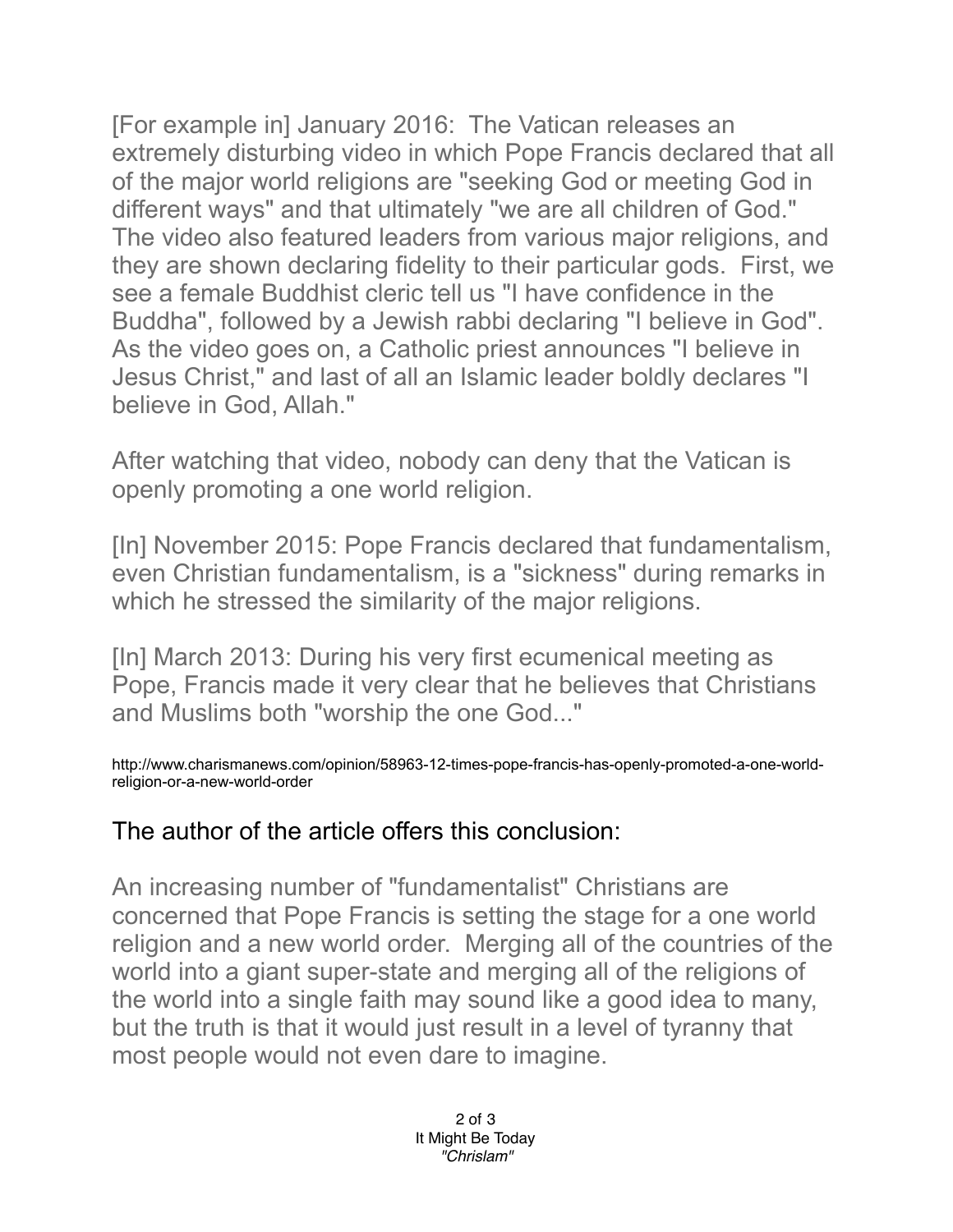[For example in] January 2016: The Vatican releases an extremely disturbing video in which Pope Francis declared that all of the major world religions are "seeking God or meeting God in different ways" and that ultimately "we are all children of God." The video also featured leaders from various major religions, and they are shown declaring fidelity to their particular gods. First, we see a female Buddhist cleric tell us "I have confidence in the Buddha", followed by a Jewish rabbi declaring "I believe in God". As the video goes on, a Catholic priest announces "I believe in Jesus Christ," and last of all an Islamic leader boldly declares "I believe in God, Allah."

After watching that video, nobody can deny that the Vatican is openly promoting a one world religion.

[In] November 2015: Pope Francis declared that fundamentalism, even Christian fundamentalism, is a "sickness" during remarks in which he stressed the similarity of the major religions.

[In] March 2013: During his very first ecumenical meeting as Pope, Francis made it very clear that he believes that Christians and Muslims both "worship the one God..."

http://www.charismanews.com/opinion/58963-12-times-pope-francis-has-openly-promoted-a-one-world-religion-or-a-new-world-order

The author of the article offers this conclusion:

An increasing number of "fundamentalist" Christians are concerned that Pope Francis is setting the stage for a one world religion and a new world order. Merging all of the countries of the world into a giant super-state and merging all of the religions of the world into a single faith may sound like a good idea to many, but the truth is that it would just result in a level of tyranny that most people would not even dare to imagine.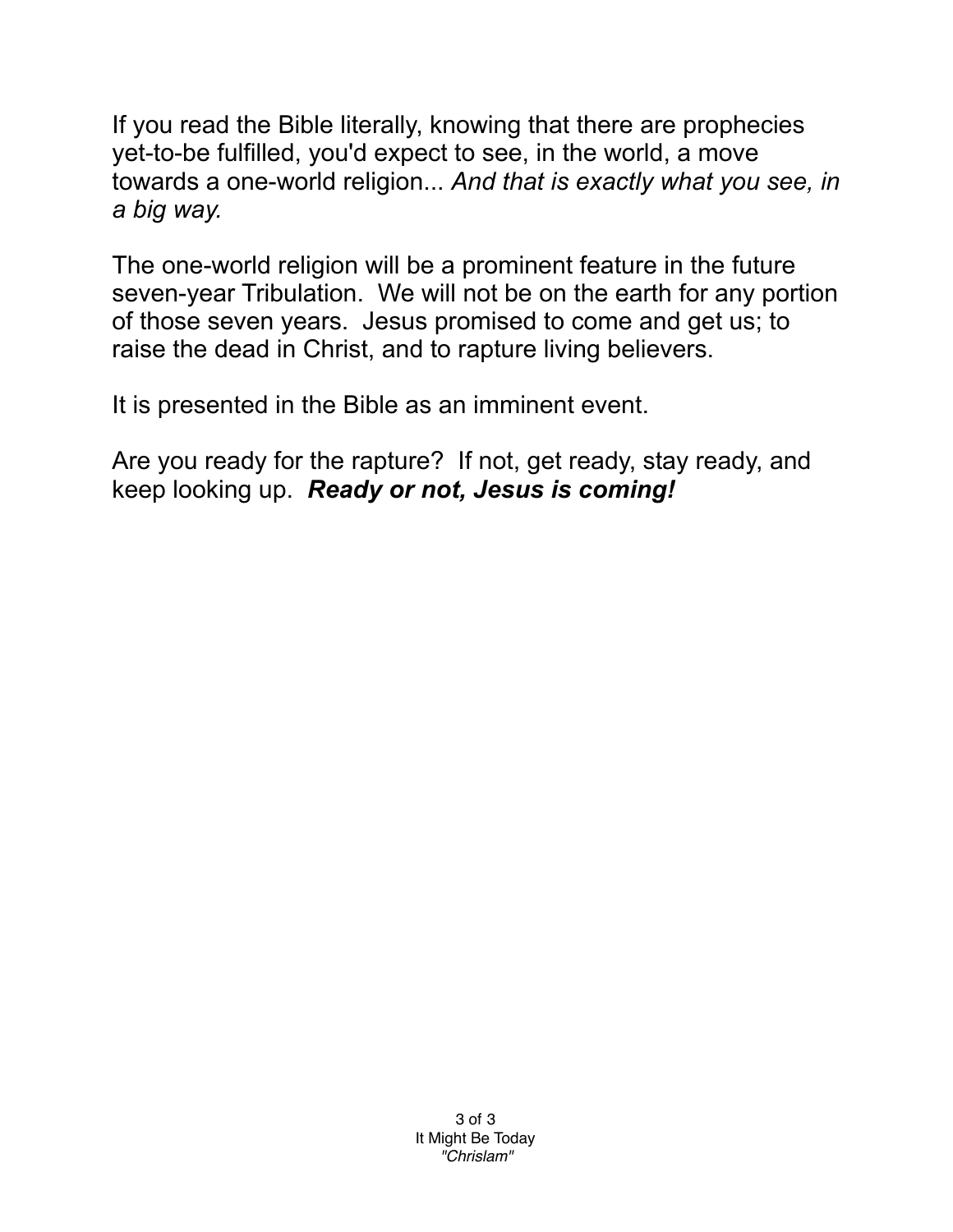If you read the Bible literally, knowing that there are prophecies yet-to-be fulfilled, you'd expect to see, in the world, a move towards a one-world religion... *And that is exactly what you see, in a big way.*

The one-world religion will be a prominent feature in the future seven-year Tribulation. We will not be on the earth for any portion of those seven years. Jesus promised to come and get us; to raise the dead in Christ, and to rapture living believers.

It is presented in the Bible as an imminent event.

Are you ready for the rapture? If not, get ready, stay ready, and keep looking up. ***Ready or not, Jesus is coming!***